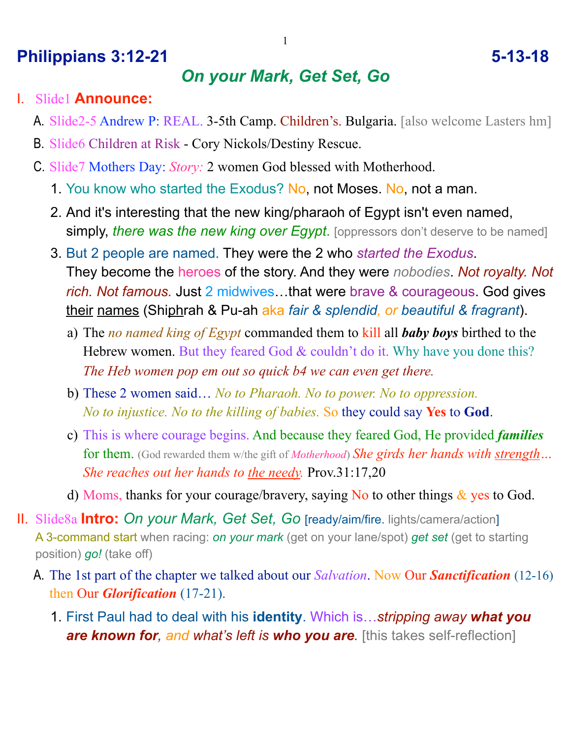# Philippians 3:12-21 5-13-18

## *On your Mark, Get Set, Go*

I. Slide1 **Announce:**

A. Slide2-5 Andrew P: REAL. 3-5th Camp. Children's. Bulgaria. [also welcome Lasters hm]

B. Slide6 Children at Risk - Cory Nickols/Destiny Rescue.

C. Slide7 Mothers Day: *Story:* 2 women God blessed with Motherhood.

1. You know who started the Exodus? No, not Moses. No, not a man.

2. And it's interesting that the new king/pharaoh of Egypt isn't even named, simply, *there was the new king over Egypt*. [oppressors don't deserve to be named]

3. But 2 people are named. They were the 2 who *started the Exodus*. They become the heroes of the story. And they were *nobodies*. *Not royalty. Not rich. Not famous.* Just 2 midwives…that were brave & courageous. God gives <u>their</u> <u>names</u> (Shi<u>ph</u>rah & Pu-ah aka *fair & splendid*, or *beautiful & fragrant*).

   a) The *no named king of Egypt* commanded them to kill all ***baby boys*** birthed to the Hebrew women. But they feared God & couldn't do it. Why have you done this? *The Heb women pop em out so quick b4 we can even get there.*

   b) These 2 women said… *No to Pharaoh. No to power. No to oppression. No to injustice. No to the killing of babies.* So they could say **Yes** to **God**.

   c) This is where courage begins. And because they feared God, He provided ***families*** for them. (God rewarded them w/the gift of *Motherhood*) *She girds her hands with <u>strength</u>… She reaches out her hands to <u>the needy</u>.* Prov.31:17,20

   d) Moms, thanks for your courage/bravery, saying No to other things & yes to God.

II. Slide8a **Intro:** *On your Mark, Get Set, Go* [ready/aim/fire. lights/camera/action]
A 3-command start when racing: *on your mark* (get on your lane/spot) *get set* (get to starting position) *go!* (take off)

A. The 1st part of the chapter we talked about our *Salvation*. Now Our ***Sanctification*** (12-16) then Our ***Glorification*** (17-21).

1. First Paul had to deal with his **identity**. Which is…*stripping away **what you are known for**, and what's left is **who you are**.* [this takes self-reflection]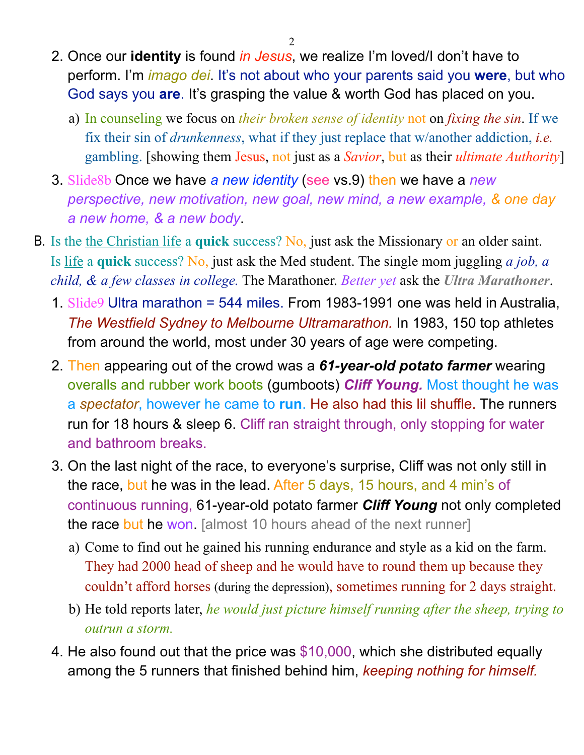2. Once our **identity** is found *in Jesus*, we realize I'm loved/I don't have to perform. I'm *imago dei*. It's not about who your parents said you **were**, but who God says you **are**. It's grasping the value & worth God has placed on you.
   a) In counseling we focus on *their broken sense of identity* not on *fixing the sin*. If we fix their sin of *drunkenness*, what if they just replace that w/another addiction, *i.e.* gambling. [showing them Jesus, not just as a *Savior*, but as their *ultimate Authority*]
3. Slide8b Once we have *a new identity* (see vs.9) then we have a *new perspective, new motivation, new goal, new mind, a new example, & one day a new home, & a new body*.

B. Is the the Christian life a **quick** success? No, just ask the Missionary or an older saint. Is life a **quick** success? No, just ask the Med student. The single mom juggling *a job, a child, & a few classes in college.* The Marathoner. *Better yet* ask the ***Ultra Marathoner***.

1. Slide9 Ultra marathon = 544 miles. From 1983-1991 one was held in Australia, *The Westfield Sydney to Melbourne Ultramarathon.* In 1983, 150 top athletes from around the world, most under 30 years of age were competing.
2. Then appearing out of the crowd was a ***61-year-old potato farmer*** wearing overalls and rubber work boots (gumboots) ***Cliff Young.*** Most thought he was a *spectator*, however he came to **run**. He also had this lil shuffle. The runners run for 18 hours & sleep 6. Cliff ran straight through, only stopping for water and bathroom breaks.
3. On the last night of the race, to everyone's surprise, Cliff was not only still in the race, but he was in the lead. After 5 days, 15 hours, and 4 min's of continuous running, 61-year-old potato farmer ***Cliff Young*** not only completed the race but he won. [almost 10 hours ahead of the next runner]
   a) Come to find out he gained his running endurance and style as a kid on the farm. They had 2000 head of sheep and he would have to round them up because they couldn't afford horses (during the depression), sometimes running for 2 days straight.
   b) He told reports later, *he would just picture himself running after the sheep, trying to outrun a storm.*
4. He also found out that the price was $10,000, which she distributed equally among the 5 runners that finished behind him, *keeping nothing for himself.*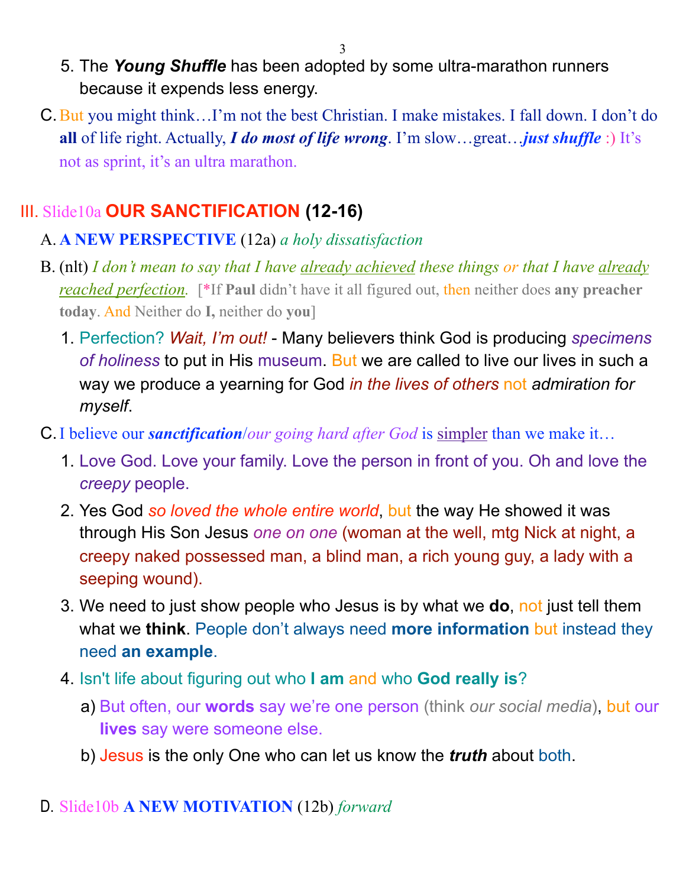5. The ***Young Shuffle*** has been adopted by some ultra-marathon runners because it expends less energy.

C. But you might think…I'm not the best Christian. I make mistakes. I fall down. I don't do **all** of life right. Actually, ***I do most of life wrong***. I'm slow…great…***just shuffle*** :) It's not as sprint, it's an ultra marathon.

## III. Slide10a **OUR SANCTIFICATION (12-16)**

A. **A NEW PERSPECTIVE** (12a) *a holy dissatisfaction*

B. (nlt) *I don't mean to say that I have already achieved these things or that I have already reached perfection.* [*If **Paul** didn't have it all figured out, then neither does **any preacher today**. And Neither do **I,** neither do **you**]

1. Perfection? *Wait, I'm out!* - Many believers think God is producing *specimens of holiness* to put in His museum. But we are called to live our lives in such a way we produce a yearning for God *in the lives of others* not *admiration for myself*.

C. I believe our ***sanctification****/our going hard after God* is simpler than we make it…

1. Love God. Love your family. Love the person in front of you. Oh and love the *creepy* people.
2. Yes God *so loved the whole entire world*, but the way He showed it was through His Son Jesus *one on one* (woman at the well, mtg Nick at night, a creepy naked possessed man, a blind man, a rich young guy, a lady with a seeping wound).
3. We need to just show people who Jesus is by what we **do**, not just tell them what we **think**. People don't always need **more information** but instead they need **an example**.
4. Isn't life about figuring out who **I am** and who **God really is**?
   a) But often, our **words** say we're one person (think *our social media*), but our **lives** say were someone else.
   b) Jesus is the only One who can let us know the ***truth*** about both.

D. Slide10b **A NEW MOTIVATION** (12b) *forward*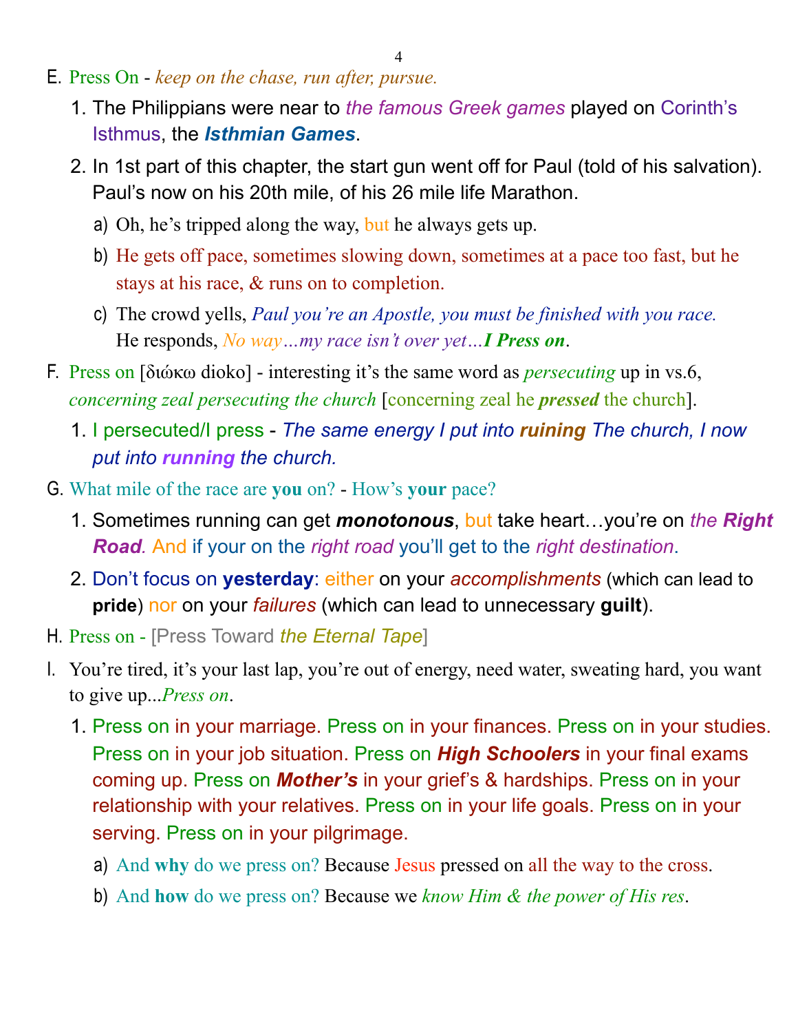E. Press On - *keep on the chase, run after, pursue.*

1. The Philippians were near to *the famous Greek games* played on Corinth's Isthmus, the ***Isthmian Games***.
2. In 1st part of this chapter, the start gun went off for Paul (told of his salvation). Paul's now on his 20th mile, of his 26 mile life Marathon.
    a) Oh, he's tripped along the way, but he always gets up.
    b) He gets off pace, sometimes slowing down, sometimes at a pace too fast, but he stays at his race, & runs on to completion.
    c) The crowd yells, *Paul you're an Apostle, you must be finished with you race.* He responds, *No way…my race isn't over yet…**I Press on***.

F. Press on [διώκω dioko] - interesting it's the same word as *persecuting* up in vs.6, *concerning zeal persecuting the church* [concerning zeal he ***pressed*** the church].

1. I persecuted/I press - *The same energy I put into **ruining** The church, I now put into **running** the church.*

G. What mile of the race are **you** on? - How's **your** pace?

1. Sometimes running can get ***monotonous***, but take heart…you're on *the **Right Road**.* And if your on the *right road* you'll get to the *right destination*.
2. Don't focus on **yesterday**: either on your *accomplishments* (which can lead to **pride**) nor on your *failures* (which can lead to unnecessary **guilt**).

H. Press on - [Press Toward *the Eternal Tape*]

I. You're tired, it's your last lap, you're out of energy, need water, sweating hard, you want to give up...*Press on*.

1. Press on in your marriage. Press on in your finances. Press on in your studies. Press on in your job situation. Press on ***High Schoolers*** in your final exams coming up. Press on ***Mother's*** in your grief's & hardships. Press on in your relationship with your relatives. Press on in your life goals. Press on in your serving. Press on in your pilgrimage.
    a) And **why** do we press on? Because Jesus pressed on all the way to the cross.
    b) And **how** do we press on? Because we *know Him & the power of His res*.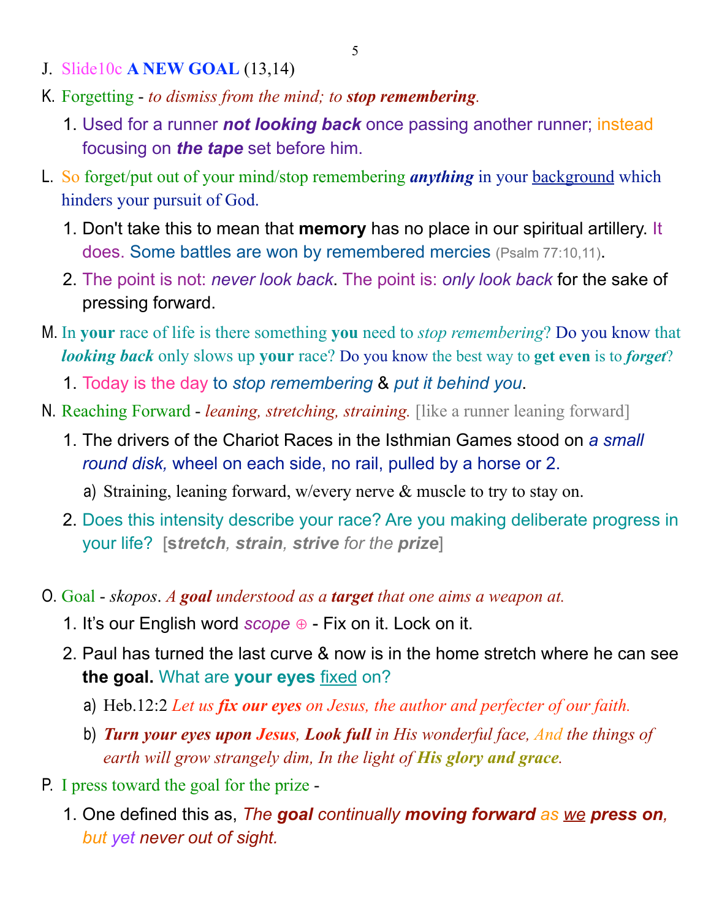J. Slide10c **A NEW GOAL** (13,14)

K. Forgetting - *to dismiss from the mind; to **stop remembering**.*

1. Used for a runner ***not looking back*** once passing another runner; instead focusing on ***the tape*** set before him.

L. So forget/put out of your mind/stop remembering ***anything*** in your background which hinders your pursuit of God.

1. Don't take this to mean that **memory** has no place in our spiritual artillery. It does. Some battles are won by remembered mercies (Psalm 77:10,11).
2. The point is not: *never look back*. The point is: *only look back* for the sake of pressing forward.

M. In **your** race of life is there something **you** need to *stop remembering*? Do you know that ***looking back*** only slows up **your** race? Do you know the best way to **get even** is to ***forget***?

1. Today is the day to *stop remembering* & *put it behind you*.

N. Reaching Forward - *leaning, stretching, straining.* [like a runner leaning forward]

1. The drivers of the Chariot Races in the Isthmian Games stood on *a small round disk,* wheel on each side, no rail, pulled by a horse or 2.
   a) Straining, leaning forward, w/every nerve & muscle to try to stay on.
2. Does this intensity describe your race? Are you making deliberate progress in your life? [***stretch***, ***strain***, ***strive*** *for the* ***prize***]

O. Goal - *skopos*. *A **goal** understood as a **target** that one aims a weapon at.*

1. It's our English word *scope* ⊕ - Fix on it. Lock on it.
2. Paul has turned the last curve & now is in the home stretch where he can see **the goal.** What are **your eyes** fixed on?
   a) Heb.12:2 *Let us **fix our eyes** on Jesus, the author and perfecter of our faith.*
   b) ***Turn your eyes upon Jesus**, **Look full** in His wonderful face, And the things of earth will grow strangely dim, In the light of **His glory and grace**.*

P. I press toward the goal for the prize -

1. One defined this as, *The **goal** continually **moving forward** as we **press on**, but yet never out of sight.*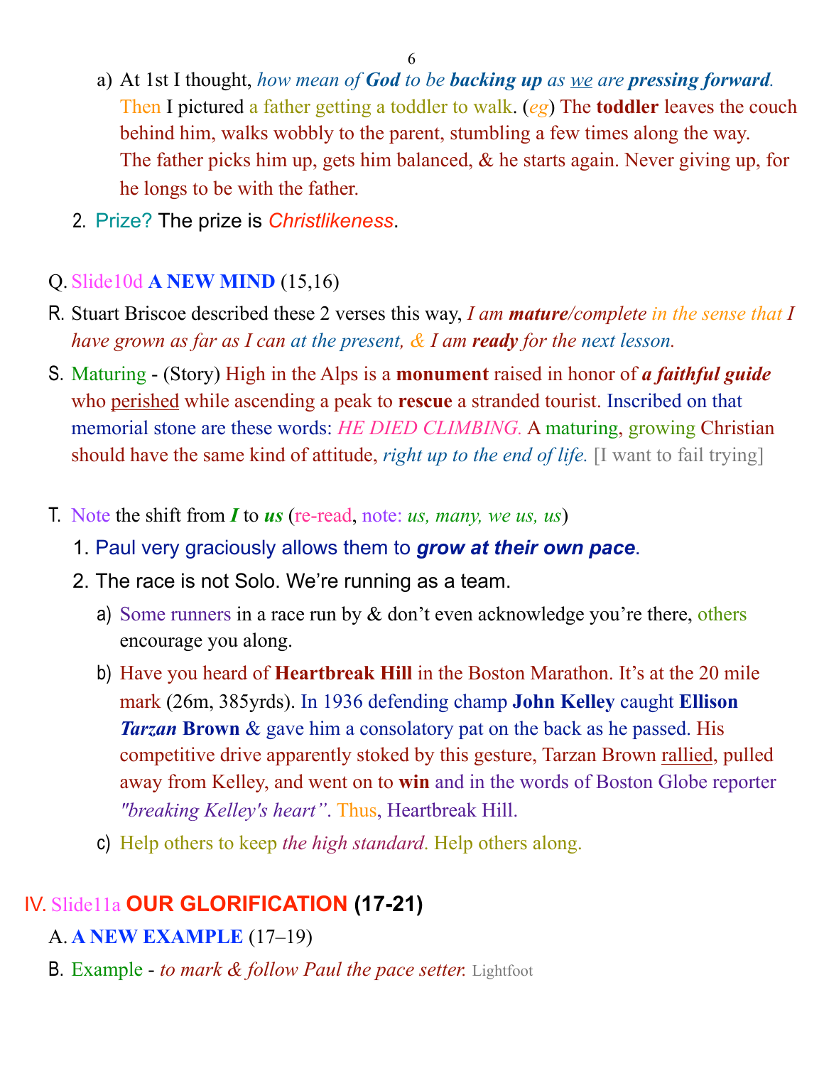a) At 1st I thought, *how mean of **God** to be **backing up** as we are **pressing forward**.* Then I pictured a father getting a toddler to walk. (*eg*) The **toddler** leaves the couch behind him, walks wobbly to the parent, stumbling a few times along the way. The father picks him up, gets him balanced, & he starts again. Never giving up, for he longs to be with the father.

2. Prize? The prize is *Christlikeness*.

Q. Slide10d **A NEW MIND** (15,16)

R. Stuart Briscoe described these 2 verses this way, *I am **mature**/complete in the sense that I have grown as far as I can at the present, & I am **ready** for the next lesson.*

S. Maturing - (Story) High in the Alps is a **monument** raised in honor of ***a faithful guide*** who perished while ascending a peak to **rescue** a stranded tourist. Inscribed on that memorial stone are these words: *HE DIED CLIMBING.* A maturing, growing Christian should have the same kind of attitude, *right up to the end of life.* [I want to fail trying]

T. Note the shift from ***I*** to ***us*** (re-read, note: *us, many, we us, us*)

1. Paul very graciously allows them to ***grow at their own pace***.
2. The race is not Solo. We're running as a team.
   a) Some runners in a race run by & don't even acknowledge you're there, others encourage you along.
   b) Have you heard of **Heartbreak Hill** in the Boston Marathon. It's at the 20 mile mark (26m, 385yrds). In 1936 defending champ **John Kelley** caught **Ellison *Tarzan* Brown** & gave him a consolatory pat on the back as he passed. His competitive drive apparently stoked by this gesture, Tarzan Brown rallied, pulled away from Kelley, and went on to **win** and in the words of Boston Globe reporter *"breaking Kelley's heart"*. Thus, Heartbreak Hill.
   c) Help others to keep *the high standard*. Help others along.

## IV. Slide11a **OUR GLORIFICATION (17-21)**

A. **A NEW EXAMPLE** (17–19)

B. Example - *to mark & follow Paul the pace setter.* Lightfoot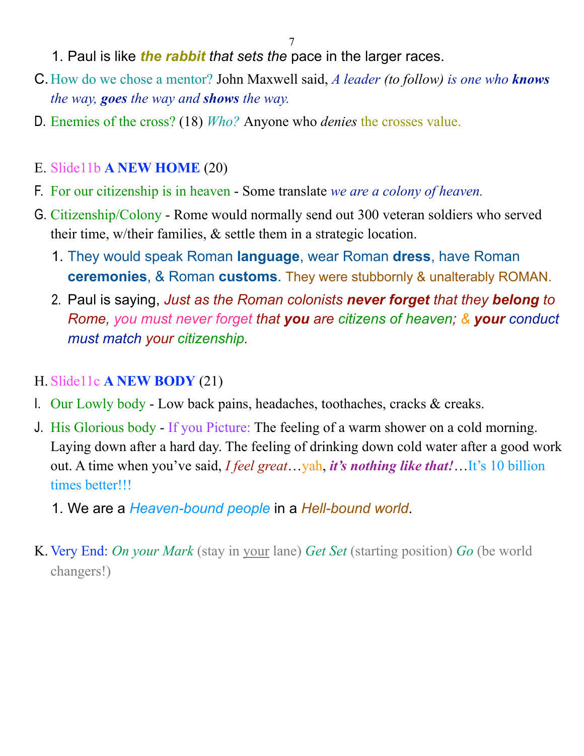1. Paul is like ***the rabbit*** *that sets the* pace in the larger races.

C. How do we chose a mentor? John Maxwell said, *A leader (to follow) is one who **knows** the way, **goes** the way and **shows** the way.*

D. Enemies of the cross? (18) *Who?* Anyone who *denies* the crosses value.

E. Slide11b **A NEW HOME** (20)

F. For our citizenship is in heaven - Some translate *we are a colony of heaven.*

G. Citizenship/Colony - Rome would normally send out 300 veteran soldiers who served their time, w/their families, & settle them in a strategic location.

   1. They would speak Roman **language**, wear Roman **dress**, have Roman **ceremonies**, & Roman **customs**. They were stubbornly & unalterably ROMAN.
   2. Paul is saying, *Just as the Roman colonists **never forget** that they **belong** to Rome, you must never forget that **you** are citizens of heaven; & **your** conduct must match your citizenship.*

H. Slide11c **A NEW BODY** (21)

I. Our Lowly body - Low back pains, headaches, toothaches, cracks & creaks.

J. His Glorious body - If you Picture: The feeling of a warm shower on a cold morning. Laying down after a hard day. The feeling of drinking down cold water after a good work out. A time when you've said, *I feel great*…yah, ***it's nothing like that!***…It's 10 billion times better!!!

   1. We are a *Heaven-bound people* in a *Hell-bound world*.

K. Very End: *On your Mark* (stay in <u>your</u> lane) *Get Set* (starting position) *Go* (be world changers!)